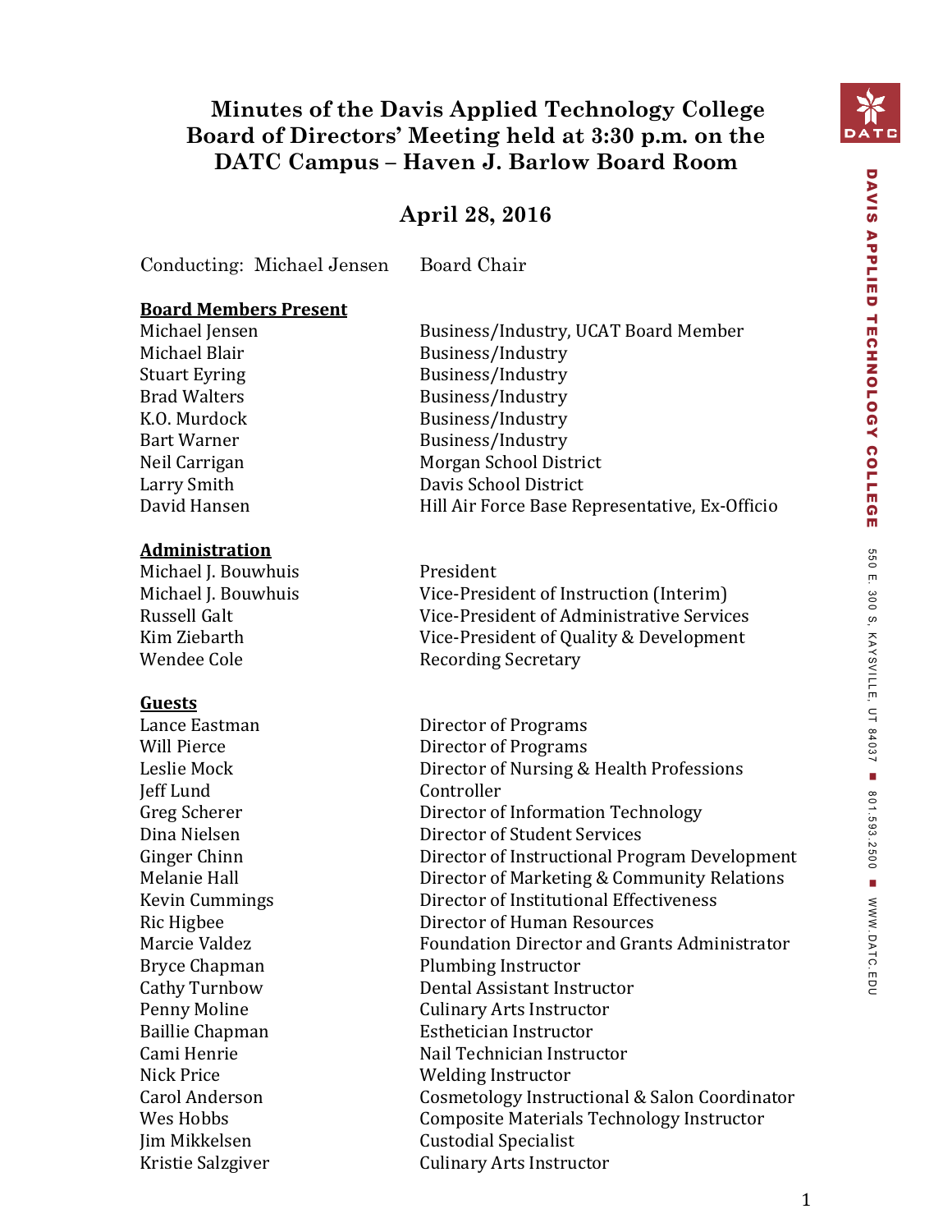# Minutes of the Davis Applied Technology College Board of Directors' Meeting held at 3:30 p.m. on the DATC Campus – Haven J. Barlow Board Room

## April 28, 2016

Conducting: Michael Jensen — Board Chair

**Board Members Present**

| | |
|---|---|
| Michael Jensen | Business/Industry, UCAT Board Member |
| Michael Blair | Business/Industry |
| Stuart Eyring | Business/Industry |
| Brad Walters | Business/Industry |
| K.O. Murdock | Business/Industry |
| Bart Warner | Business/Industry |
| Neil Carrigan | Morgan School District |
| Larry Smith | Davis School District |
| David Hansen | Hill Air Force Base Representative, Ex-Officio |

**Administration**

| | |
|---|---|
| Michael J. Bouwhuis | President |
| Michael J. Bouwhuis | Vice-President of Instruction (Interim) |
| Russell Galt | Vice-President of Administrative Services |
| Kim Ziebarth | Vice-President of Quality & Development |
| Wendee Cole | Recording Secretary |

**Guests**

| | |
|---|---|
| Lance Eastman | Director of Programs |
| Will Pierce | Director of Programs |
| Leslie Mock | Director of Nursing & Health Professions |
| Jeff Lund | Controller |
| Greg Scherer | Director of Information Technology |
| Dina Nielsen | Director of Student Services |
| Ginger Chinn | Director of Instructional Program Development |
| Melanie Hall | Director of Marketing & Community Relations |
| Kevin Cummings | Director of Institutional Effectiveness |
| Ric Higbee | Director of Human Resources |
| Marcie Valdez | Foundation Director and Grants Administrator |
| Bryce Chapman | Plumbing Instructor |
| Cathy Turnbow | Dental Assistant Instructor |
| Penny Moline | Culinary Arts Instructor |
| Baillie Chapman | Esthetician Instructor |
| Cami Henrie | Nail Technician Instructor |
| Nick Price | Welding Instructor |
| Carol Anderson | Cosmetology Instructional & Salon Coordinator |
| Wes Hobbs | Composite Materials Technology Instructor |
| Jim Mikkelsen | Custodial Specialist |
| Kristie Salzgiver | Culinary Arts Instructor |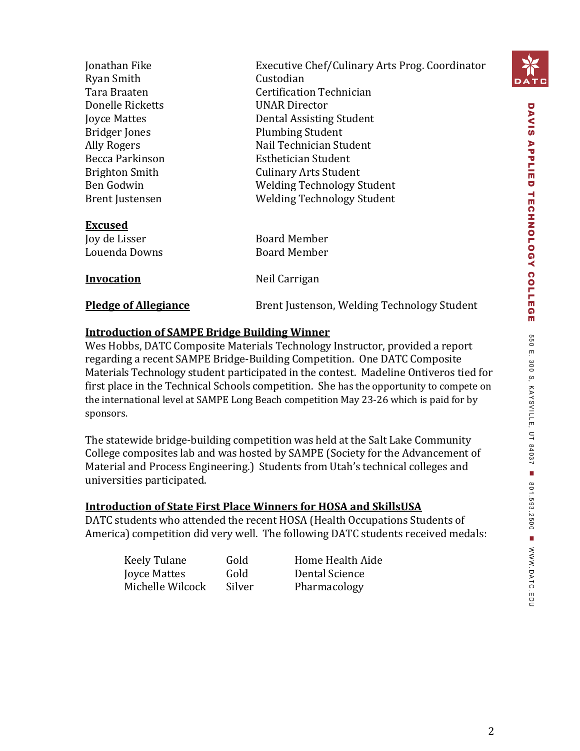| | |
|---|---|
| Jonathan Fike | Executive Chef/Culinary Arts Prog. Coordinator |
| Ryan Smith | Custodian |
| Tara Braaten | Certification Technician |
| Donelle Ricketts | UNAR Director |
| Joyce Mattes | Dental Assisting Student |
| Bridger Jones | Plumbing Student |
| Ally Rogers | Nail Technician Student |
| Becca Parkinson | Esthetician Student |
| Brighton Smith | Culinary Arts Student |
| Ben Godwin | Welding Technology Student |
| Brent Justensen | Welding Technology Student |

**Excused**

| | |
|---|---|
| Joy de Lisser | Board Member |
| Louenda Downs | Board Member |

**Invocation** Neil Carrigan

**Pledge of Allegiance** Brent Justenson, Welding Technology Student

**Introduction of SAMPE Bridge Building Winner**

Wes Hobbs, DATC Composite Materials Technology Instructor, provided a report regarding a recent SAMPE Bridge-Building Competition. One DATC Composite Materials Technology student participated in the contest. Madeline Ontiveros tied for first place in the Technical Schools competition. She has the opportunity to compete on the international level at SAMPE Long Beach competition May 23-26 which is paid for by sponsors.

The statewide bridge-building competition was held at the Salt Lake Community College composites lab and was hosted by SAMPE (Society for the Advancement of Material and Process Engineering.) Students from Utah's technical colleges and universities participated.

**Introduction of State First Place Winners for HOSA and SkillsUSA**

DATC students who attended the recent HOSA (Health Occupations Students of America) competition did very well. The following DATC students received medals:

| | | |
|---|---|---|
| Keely Tulane | Gold | Home Health Aide |
| Joyce Mattes | Gold | Dental Science |
| Michelle Wilcock | Silver | Pharmacology |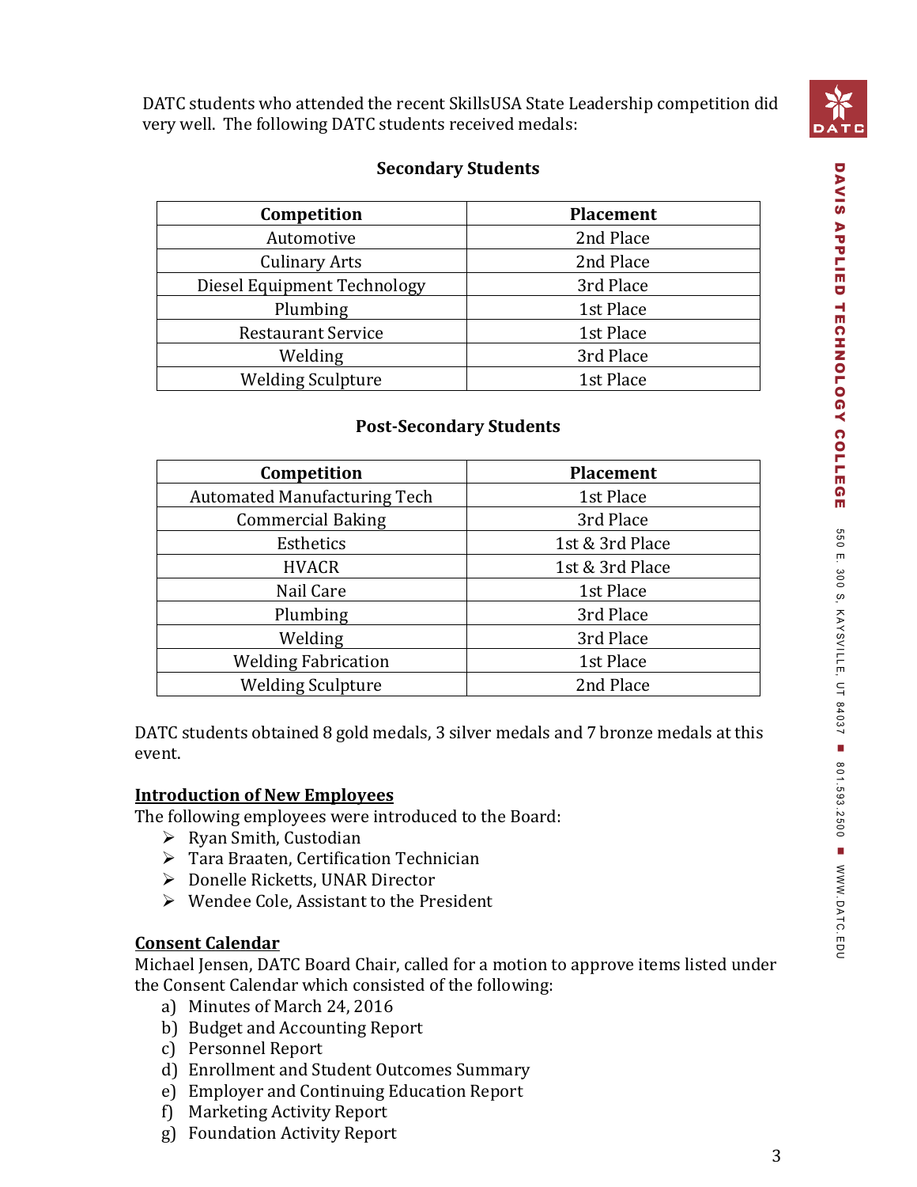DATC students who attended the recent SkillsUSA State Leadership competition did very well. The following DATC students received medals:

**Secondary Students**

| Competition | Placement |
|---|---|
| Automotive | 2nd Place |
| Culinary Arts | 2nd Place |
| Diesel Equipment Technology | 3rd Place |
| Plumbing | 1st Place |
| Restaurant Service | 1st Place |
| Welding | 3rd Place |
| Welding Sculpture | 1st Place |

**Post-Secondary Students**

| Competition | Placement |
|---|---|
| Automated Manufacturing Tech | 1st Place |
| Commercial Baking | 3rd Place |
| Esthetics | 1st & 3rd Place |
| HVACR | 1st & 3rd Place |
| Nail Care | 1st Place |
| Plumbing | 3rd Place |
| Welding | 3rd Place |
| Welding Fabrication | 1st Place |
| Welding Sculpture | 2nd Place |

DATC students obtained 8 gold medals, 3 silver medals and 7 bronze medals at this event.

**Introduction of New Employees**

The following employees were introduced to the Board:

- Ryan Smith, Custodian
- Tara Braaten, Certification Technician
- Donelle Ricketts, UNAR Director
- Wendee Cole, Assistant to the President

**Consent Calendar**

Michael Jensen, DATC Board Chair, called for a motion to approve items listed under the Consent Calendar which consisted of the following:

a) Minutes of March 24, 2016
b) Budget and Accounting Report
c) Personnel Report
d) Enrollment and Student Outcomes Summary
e) Employer and Continuing Education Report
f) Marketing Activity Report
g) Foundation Activity Report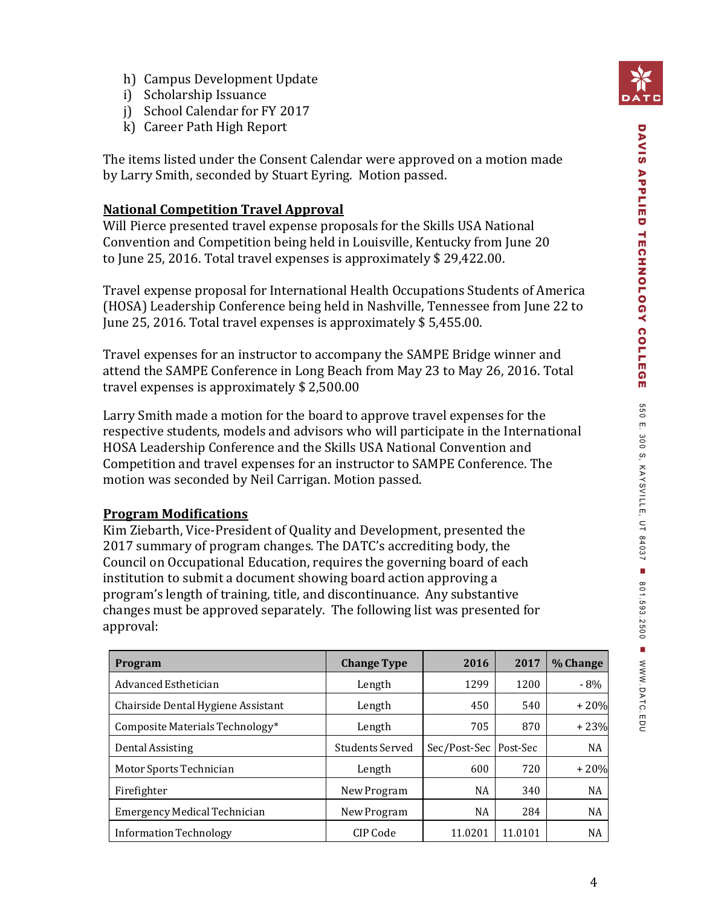h) Campus Development Update
i) Scholarship Issuance
j) School Calendar for FY 2017
k) Career Path High Report

The items listed under the Consent Calendar were approved on a motion made by Larry Smith, seconded by Stuart Eyring. Motion passed.

**National Competition Travel Approval**

Will Pierce presented travel expense proposals for the Skills USA National Convention and Competition being held in Louisville, Kentucky from June 20 to June 25, 2016. Total travel expenses is approximately $ 29,422.00.

Travel expense proposal for International Health Occupations Students of America (HOSA) Leadership Conference being held in Nashville, Tennessee from June 22 to June 25, 2016. Total travel expenses is approximately $ 5,455.00.

Travel expenses for an instructor to accompany the SAMPE Bridge winner and attend the SAMPE Conference in Long Beach from May 23 to May 26, 2016. Total travel expenses is approximately $ 2,500.00

Larry Smith made a motion for the board to approve travel expenses for the respective students, models and advisors who will participate in the International HOSA Leadership Conference and the Skills USA National Convention and Competition and travel expenses for an instructor to SAMPE Conference. The motion was seconded by Neil Carrigan. Motion passed.

**Program Modifications**

Kim Ziebarth, Vice-President of Quality and Development, presented the 2017 summary of program changes. The DATC's accrediting body, the Council on Occupational Education, requires the governing board of each institution to submit a document showing board action approving a program's length of training, title, and discontinuance. Any substantive changes must be approved separately. The following list was presented for approval:

| Program | Change Type | 2016 | 2017 | % Change |
|---|---|---|---|---|
| Advanced Esthetician | Length | 1299 | 1200 | - 8% |
| Chairside Dental Hygiene Assistant | Length | 450 | 540 | + 20% |
| Composite Materials Technology* | Length | 705 | 870 | + 23% |
| Dental Assisting | Students Served | Sec/Post-Sec | Post-Sec | NA |
| Motor Sports Technician | Length | 600 | 720 | + 20% |
| Firefighter | New Program | NA | 340 | NA |
| Emergency Medical Technician | New Program | NA | 284 | NA |
| Information Technology | CIP Code | 11.0201 | 11.0101 | NA |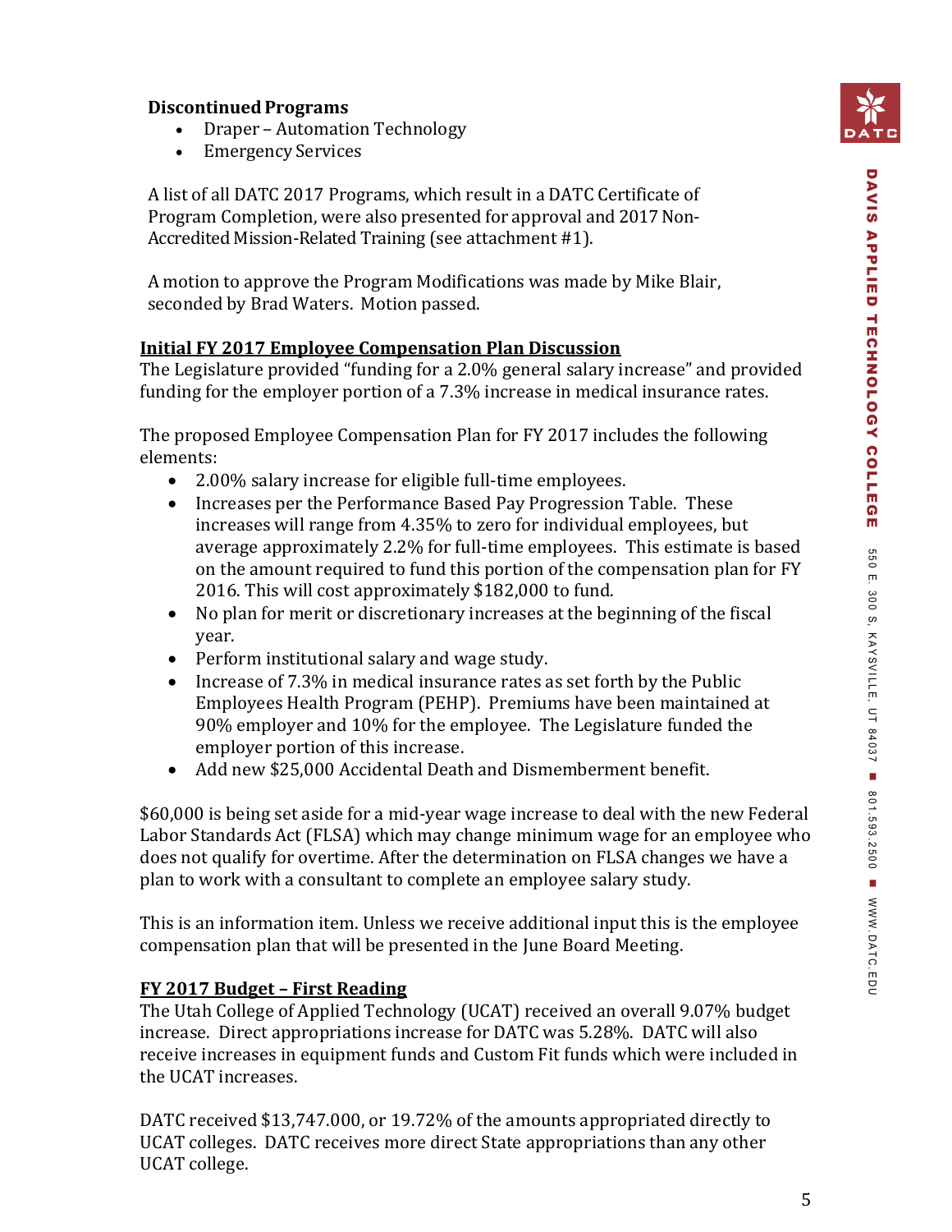**Discontinued Programs**

- Draper – Automation Technology
- Emergency Services

A list of all DATC 2017 Programs, which result in a DATC Certificate of Program Completion, were also presented for approval and 2017 Non-Accredited Mission-Related Training (see attachment #1).

A motion to approve the Program Modifications was made by Mike Blair, seconded by Brad Waters. Motion passed.

**Initial FY 2017 Employee Compensation Plan Discussion**

The Legislature provided "funding for a 2.0% general salary increase" and provided funding for the employer portion of a 7.3% increase in medical insurance rates.

The proposed Employee Compensation Plan for FY 2017 includes the following elements:

- 2.00% salary increase for eligible full-time employees.
- Increases per the Performance Based Pay Progression Table. These increases will range from 4.35% to zero for individual employees, but average approximately 2.2% for full-time employees. This estimate is based on the amount required to fund this portion of the compensation plan for FY 2016. This will cost approximately $182,000 to fund.
- No plan for merit or discretionary increases at the beginning of the fiscal year.
- Perform institutional salary and wage study.
- Increase of 7.3% in medical insurance rates as set forth by the Public Employees Health Program (PEHP). Premiums have been maintained at 90% employer and 10% for the employee. The Legislature funded the employer portion of this increase.
- Add new $25,000 Accidental Death and Dismemberment benefit.

$60,000 is being set aside for a mid-year wage increase to deal with the new Federal Labor Standards Act (FLSA) which may change minimum wage for an employee who does not qualify for overtime. After the determination on FLSA changes we have a plan to work with a consultant to complete an employee salary study.

This is an information item. Unless we receive additional input this is the employee compensation plan that will be presented in the June Board Meeting.

**FY 2017 Budget – First Reading**

The Utah College of Applied Technology (UCAT) received an overall 9.07% budget increase. Direct appropriations increase for DATC was 5.28%. DATC will also receive increases in equipment funds and Custom Fit funds which were included in the UCAT increases.

DATC received $13,747.000, or 19.72% of the amounts appropriated directly to UCAT colleges. DATC receives more direct State appropriations than any other UCAT college.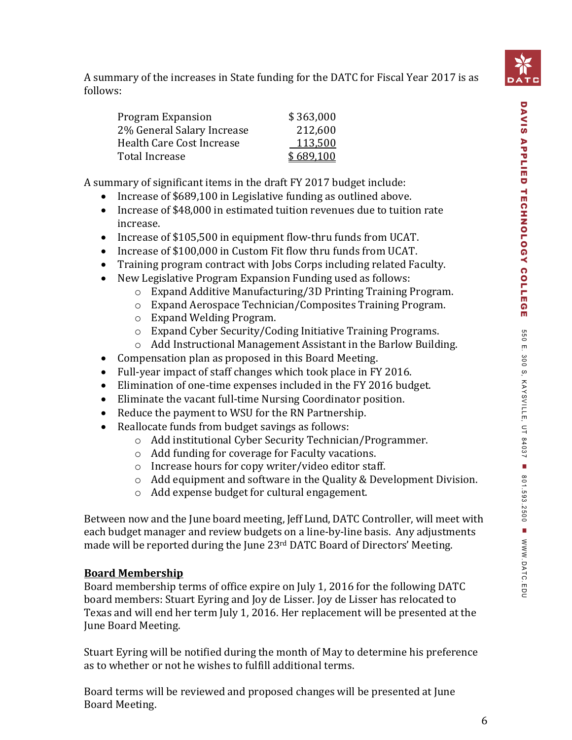A summary of the increases in State funding for the DATC for Fiscal Year 2017 is as follows:

| | |
|---|---|
| Program Expansion | $ 363,000 |
| 2% General Salary Increase | 212,600 |
| Health Care Cost Increase | 113,500 |
| Total Increase | $ 689,100 |

A summary of significant items in the draft FY 2017 budget include:

- Increase of $689,100 in Legislative funding as outlined above.
- Increase of $48,000 in estimated tuition revenues due to tuition rate increase.
- Increase of $105,500 in equipment flow-thru funds from UCAT.
- Increase of $100,000 in Custom Fit flow thru funds from UCAT.
- Training program contract with Jobs Corps including related Faculty.
- New Legislative Program Expansion Funding used as follows:
  - Expand Additive Manufacturing/3D Printing Training Program.
  - Expand Aerospace Technician/Composites Training Program.
  - Expand Welding Program.
  - Expand Cyber Security/Coding Initiative Training Programs.
  - Add Instructional Management Assistant in the Barlow Building.
- Compensation plan as proposed in this Board Meeting.
- Full-year impact of staff changes which took place in FY 2016.
- Elimination of one-time expenses included in the FY 2016 budget.
- Eliminate the vacant full-time Nursing Coordinator position.
- Reduce the payment to WSU for the RN Partnership.
- Reallocate funds from budget savings as follows:
  - Add institutional Cyber Security Technician/Programmer.
  - Add funding for coverage for Faculty vacations.
  - Increase hours for copy writer/video editor staff.
  - Add equipment and software in the Quality & Development Division.
  - Add expense budget for cultural engagement.

Between now and the June board meeting, Jeff Lund, DATC Controller, will meet with each budget manager and review budgets on a line-by-line basis. Any adjustments made will be reported during the June 23rd DATC Board of Directors' Meeting.

**Board Membership**

Board membership terms of office expire on July 1, 2016 for the following DATC board members: Stuart Eyring and Joy de Lisser. Joy de Lisser has relocated to Texas and will end her term July 1, 2016. Her replacement will be presented at the June Board Meeting.

Stuart Eyring will be notified during the month of May to determine his preference as to whether or not he wishes to fulfill additional terms.

Board terms will be reviewed and proposed changes will be presented at June Board Meeting.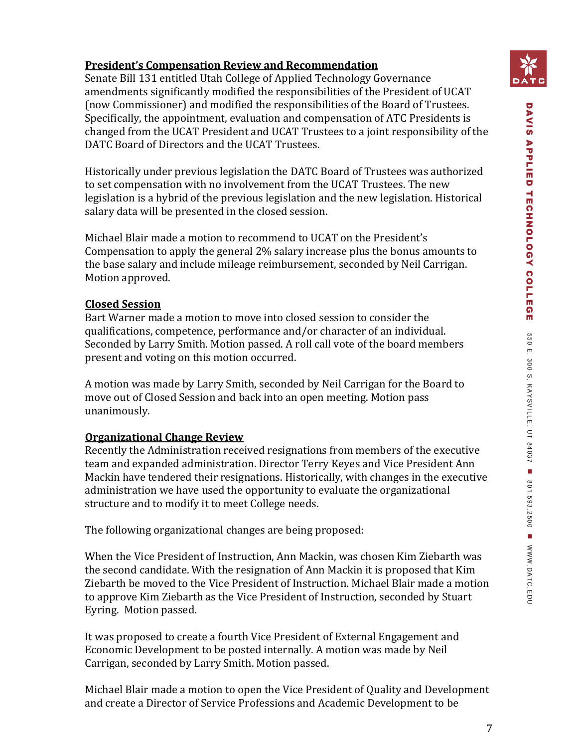**<u>President's Compensation Review and Recommendation</u>**

Senate Bill 131 entitled Utah College of Applied Technology Governance amendments significantly modified the responsibilities of the President of UCAT (now Commissioner) and modified the responsibilities of the Board of Trustees. Specifically, the appointment, evaluation and compensation of ATC Presidents is changed from the UCAT President and UCAT Trustees to a joint responsibility of the DATC Board of Directors and the UCAT Trustees.

Historically under previous legislation the DATC Board of Trustees was authorized to set compensation with no involvement from the UCAT Trustees. The new legislation is a hybrid of the previous legislation and the new legislation. Historical salary data will be presented in the closed session.

Michael Blair made a motion to recommend to UCAT on the President's Compensation to apply the general 2% salary increase plus the bonus amounts to the base salary and include mileage reimbursement, seconded by Neil Carrigan. Motion approved.

**<u>Closed Session</u>**

Bart Warner made a motion to move into closed session to consider the qualifications, competence, performance and/or character of an individual. Seconded by Larry Smith. Motion passed. A roll call vote of the board members present and voting on this motion occurred.

A motion was made by Larry Smith, seconded by Neil Carrigan for the Board to move out of Closed Session and back into an open meeting. Motion pass unanimously.

**<u>Organizational Change Review</u>**

Recently the Administration received resignations from members of the executive team and expanded administration. Director Terry Keyes and Vice President Ann Mackin have tendered their resignations. Historically, with changes in the executive administration we have used the opportunity to evaluate the organizational structure and to modify it to meet College needs.

The following organizational changes are being proposed:

When the Vice President of Instruction, Ann Mackin, was chosen Kim Ziebarth was the second candidate. With the resignation of Ann Mackin it is proposed that Kim Ziebarth be moved to the Vice President of Instruction. Michael Blair made a motion to approve Kim Ziebarth as the Vice President of Instruction, seconded by Stuart Eyring. Motion passed.

It was proposed to create a fourth Vice President of External Engagement and Economic Development to be posted internally. A motion was made by Neil Carrigan, seconded by Larry Smith. Motion passed.

Michael Blair made a motion to open the Vice President of Quality and Development and create a Director of Service Professions and Academic Development to be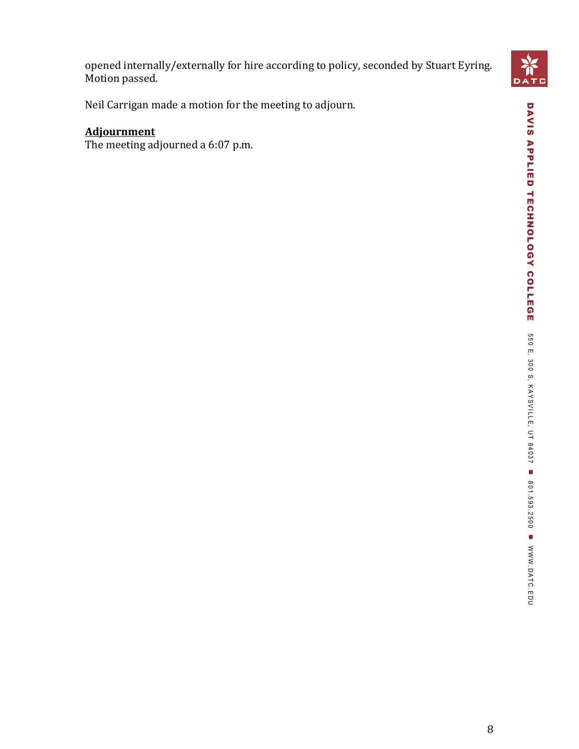opened internally/externally for hire according to policy, seconded by Stuart Eyring. Motion passed.

Neil Carrigan made a motion for the meeting to adjourn.

**Adjournment**

The meeting adjourned a 6:07 p.m.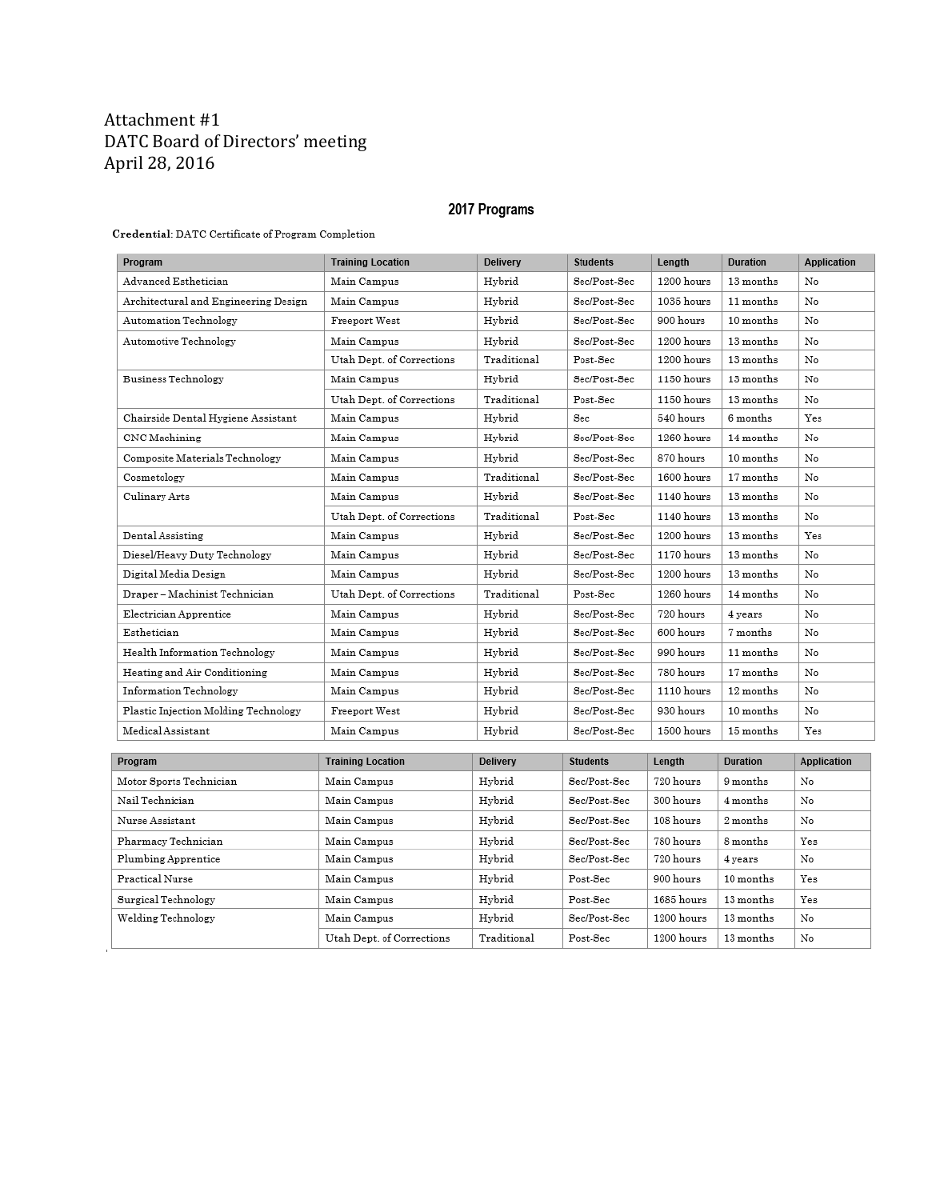Attachment #1
DATC Board of Directors' meeting
April 28, 2016

## 2017 Programs

**Credential**: DATC Certificate of Program Completion

| Program | Training Location | Delivery | Students | Length | Duration | Application |
|---|---|---|---|---|---|---|
| Advanced Esthetician | Main Campus | Hybrid | Sec/Post-Sec | 1200 hours | 13 months | No |
| Architectural and Engineering Design | Main Campus | Hybrid | Sec/Post-Sec | 1035 hours | 11 months | No |
| Automation Technology | Freeport West | Hybrid | Sec/Post-Sec | 900 hours | 10 months | No |
| Automotive Technology | Main Campus | Hybrid | Sec/Post-Sec | 1200 hours | 13 months | No |
| | Utah Dept. of Corrections | Traditional | Post-Sec | 1200 hours | 13 months | No |
| Business Technology | Main Campus | Hybrid | Sec/Post-Sec | 1150 hours | 13 months | No |
| | Utah Dept. of Corrections | Traditional | Post-Sec | 1150 hours | 13 months | No |
| Chairside Dental Hygiene Assistant | Main Campus | Hybrid | Sec | 540 hours | 6 months | Yes |
| CNC Machining | Main Campus | Hybrid | Sec/Post-Sec | 1260 hours | 14 months | No |
| Composite Materials Technology | Main Campus | Hybrid | Sec/Post-Sec | 870 hours | 10 months | No |
| Cosmetology | Main Campus | Traditional | Sec/Post-Sec | 1600 hours | 17 months | No |
| Culinary Arts | Main Campus | Hybrid | Sec/Post-Sec | 1140 hours | 13 months | No |
| | Utah Dept. of Corrections | Traditional | Post-Sec | 1140 hours | 13 months | No |
| Dental Assisting | Main Campus | Hybrid | Sec/Post-Sec | 1200 hours | 13 months | Yes |
| Diesel/Heavy Duty Technology | Main Campus | Hybrid | Sec/Post-Sec | 1170 hours | 13 months | No |
| Digital Media Design | Main Campus | Hybrid | Sec/Post-Sec | 1200 hours | 13 months | No |
| Draper – Machinist Technician | Utah Dept. of Corrections | Traditional | Post-Sec | 1260 hours | 14 months | No |
| Electrician Apprentice | Main Campus | Hybrid | Sec/Post-Sec | 720 hours | 4 years | No |
| Esthetician | Main Campus | Hybrid | Sec/Post-Sec | 600 hours | 7 months | No |
| Health Information Technology | Main Campus | Hybrid | Sec/Post-Sec | 990 hours | 11 months | No |
| Heating and Air Conditioning | Main Campus | Hybrid | Sec/Post-Sec | 780 hours | 17 months | No |
| Information Technology | Main Campus | Hybrid | Sec/Post-Sec | 1110 hours | 12 months | No |
| Plastic Injection Molding Technology | Freeport West | Hybrid | Sec/Post-Sec | 930 hours | 10 months | No |
| Medical Assistant | Main Campus | Hybrid | Sec/Post-Sec | 1500 hours | 15 months | Yes |
| Motor Sports Technician | Main Campus | Hybrid | Sec/Post-Sec | 720 hours | 9 months | No |
| Nail Technician | Main Campus | Hybrid | Sec/Post-Sec | 300 hours | 4 months | No |
| Nurse Assistant | Main Campus | Hybrid | Sec/Post-Sec | 108 hours | 2 months | No |
| Pharmacy Technician | Main Campus | Hybrid | Sec/Post-Sec | 780 hours | 8 months | Yes |
| Plumbing Apprentice | Main Campus | Hybrid | Sec/Post-Sec | 720 hours | 4 years | No |
| Practical Nurse | Main Campus | Hybrid | Post-Sec | 900 hours | 10 months | Yes |
| Surgical Technology | Main Campus | Hybrid | Post-Sec | 1685 hours | 13 months | Yes |
| Welding Technology | Main Campus | Hybrid | Sec/Post-Sec | 1200 hours | 13 months | No |
| | Utah Dept. of Corrections | Traditional | Post-Sec | 1200 hours | 13 months | No |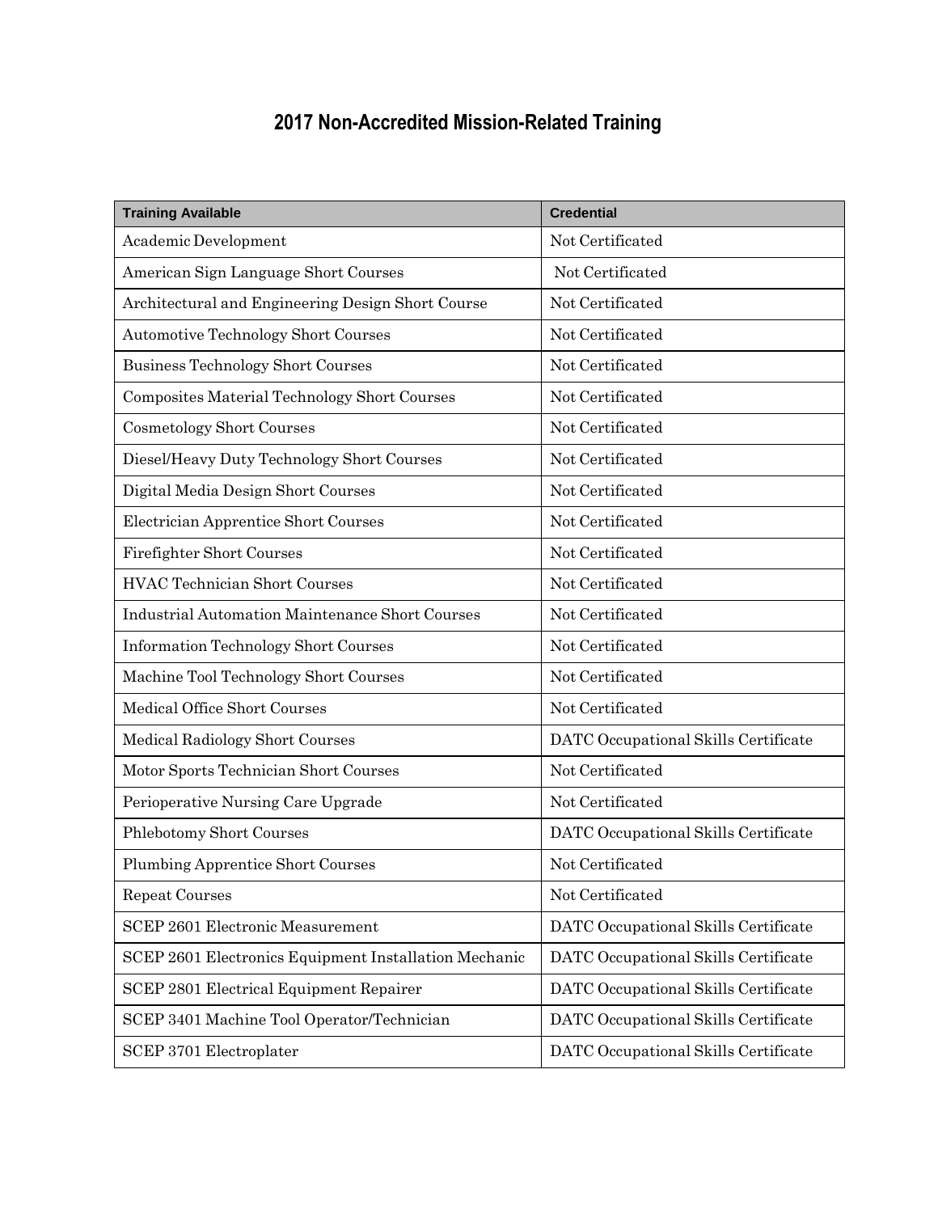# 2017 Non-Accredited Mission-Related Training

| Training Available | Credential |
|---|---|
| Academic Development | Not Certificated |
| American Sign Language Short Courses | Not Certificated |
| Architectural and Engineering Design Short Course | Not Certificated |
| Automotive Technology Short Courses | Not Certificated |
| Business Technology Short Courses | Not Certificated |
| Composites Material Technology Short Courses | Not Certificated |
| Cosmetology Short Courses | Not Certificated |
| Diesel/Heavy Duty Technology Short Courses | Not Certificated |
| Digital Media Design Short Courses | Not Certificated |
| Electrician Apprentice Short Courses | Not Certificated |
| Firefighter Short Courses | Not Certificated |
| HVAC Technician Short Courses | Not Certificated |
| Industrial Automation Maintenance Short Courses | Not Certificated |
| Information Technology Short Courses | Not Certificated |
| Machine Tool Technology Short Courses | Not Certificated |
| Medical Office Short Courses | Not Certificated |
| Medical Radiology Short Courses | DATC Occupational Skills Certificate |
| Motor Sports Technician Short Courses | Not Certificated |
| Perioperative Nursing Care Upgrade | Not Certificated |
| Phlebotomy Short Courses | DATC Occupational Skills Certificate |
| Plumbing Apprentice Short Courses | Not Certificated |
| Repeat Courses | Not Certificated |
| SCEP 2601 Electronic Measurement | DATC Occupational Skills Certificate |
| SCEP 2601 Electronics Equipment Installation Mechanic | DATC Occupational Skills Certificate |
| SCEP 2801 Electrical Equipment Repairer | DATC Occupational Skills Certificate |
| SCEP 3401 Machine Tool Operator/Technician | DATC Occupational Skills Certificate |
| SCEP 3701 Electroplater | DATC Occupational Skills Certificate |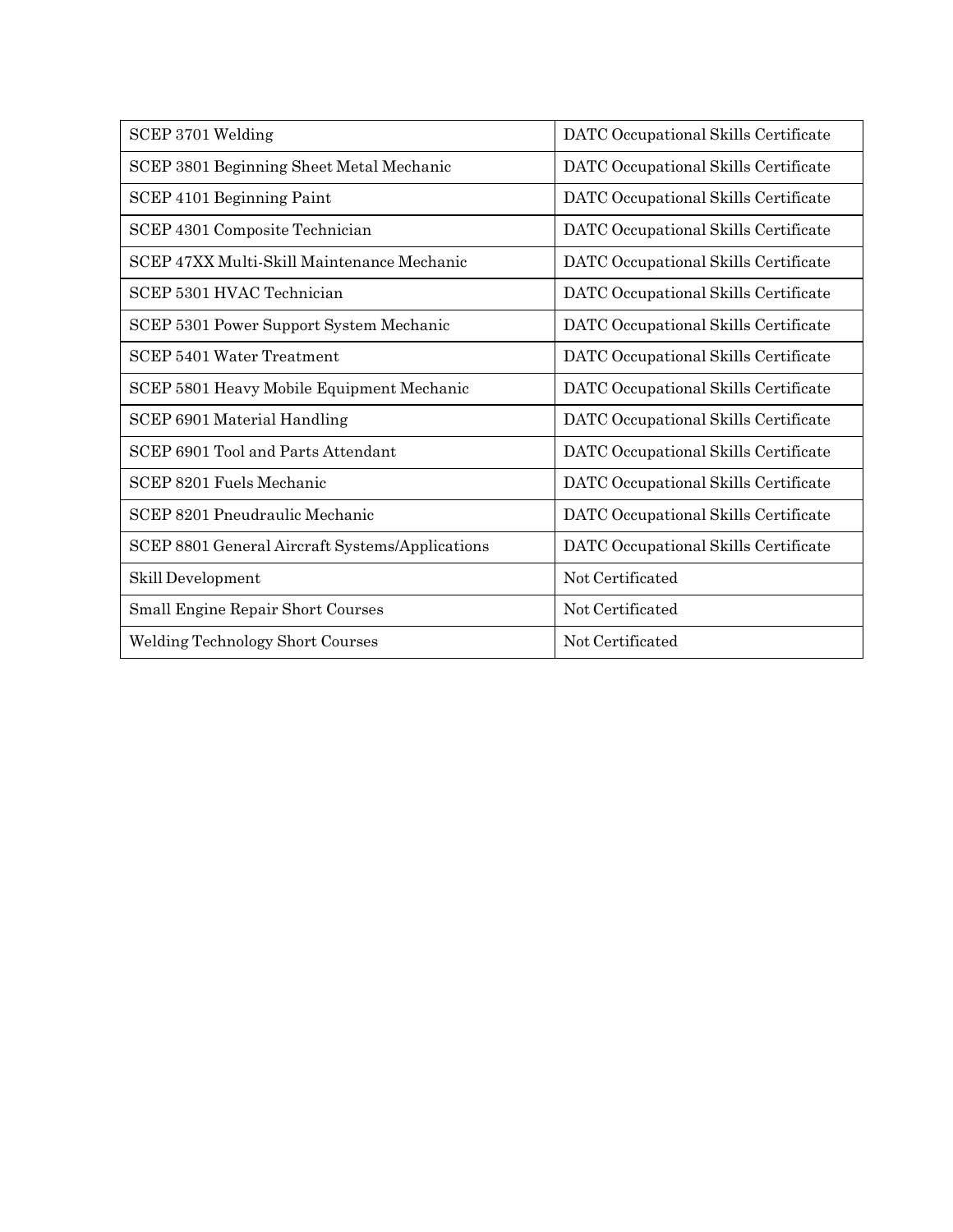| | |
|---|---|
| SCEP 3701 Welding | DATC Occupational Skills Certificate |
| SCEP 3801 Beginning Sheet Metal Mechanic | DATC Occupational Skills Certificate |
| SCEP 4101 Beginning Paint | DATC Occupational Skills Certificate |
| SCEP 4301 Composite Technician | DATC Occupational Skills Certificate |
| SCEP 47XX Multi-Skill Maintenance Mechanic | DATC Occupational Skills Certificate |
| SCEP 5301 HVAC Technician | DATC Occupational Skills Certificate |
| SCEP 5301 Power Support System Mechanic | DATC Occupational Skills Certificate |
| SCEP 5401 Water Treatment | DATC Occupational Skills Certificate |
| SCEP 5801 Heavy Mobile Equipment Mechanic | DATC Occupational Skills Certificate |
| SCEP 6901 Material Handling | DATC Occupational Skills Certificate |
| SCEP 6901 Tool and Parts Attendant | DATC Occupational Skills Certificate |
| SCEP 8201 Fuels Mechanic | DATC Occupational Skills Certificate |
| SCEP 8201 Pneudraulic Mechanic | DATC Occupational Skills Certificate |
| SCEP 8801 General Aircraft Systems/Applications | DATC Occupational Skills Certificate |
| Skill Development | Not Certificated |
| Small Engine Repair Short Courses | Not Certificated |
| Welding Technology Short Courses | Not Certificated |